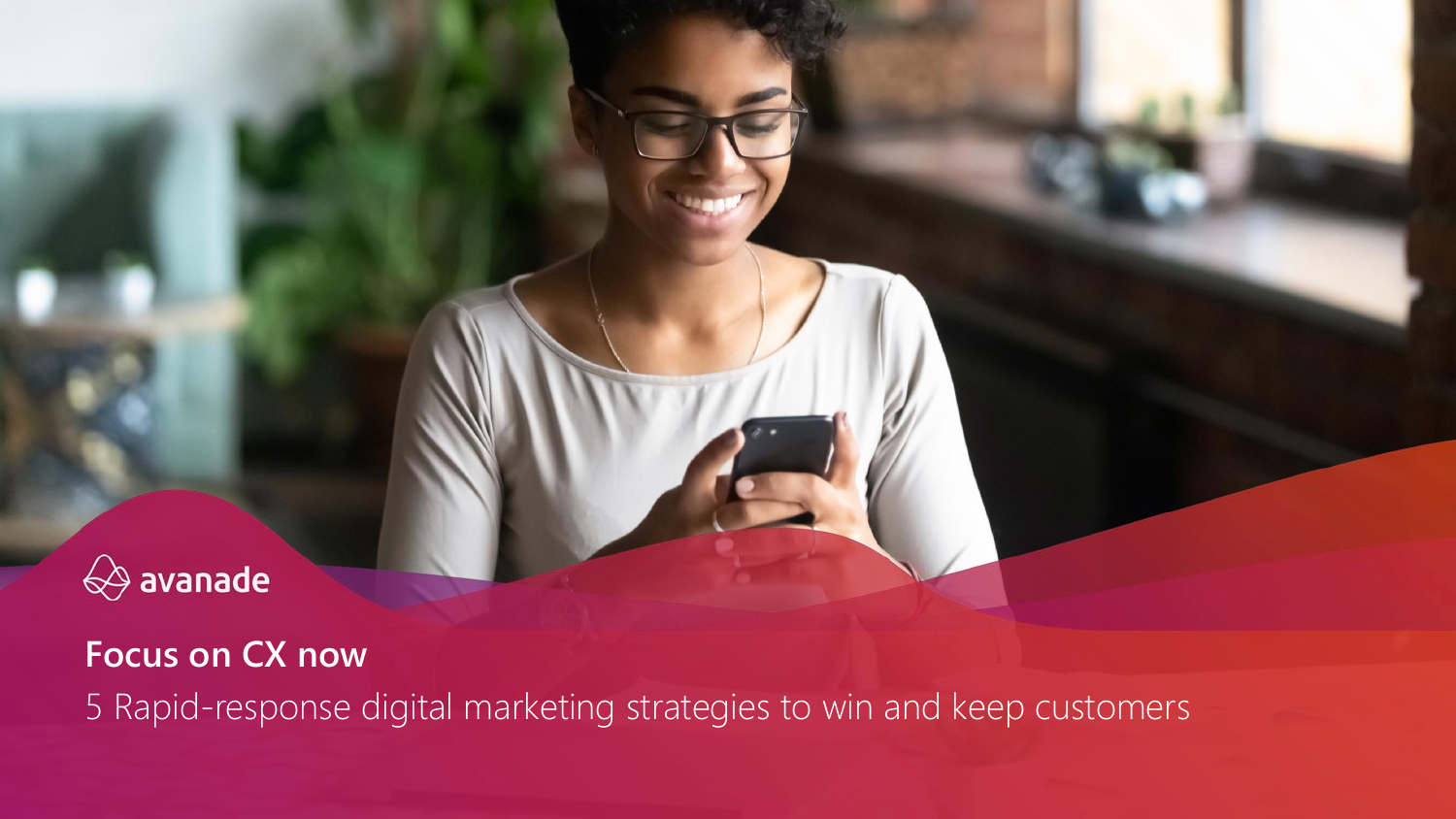avanade

# Focus on CX now

5 Rapid-response digital marketing strategies to win and keep customers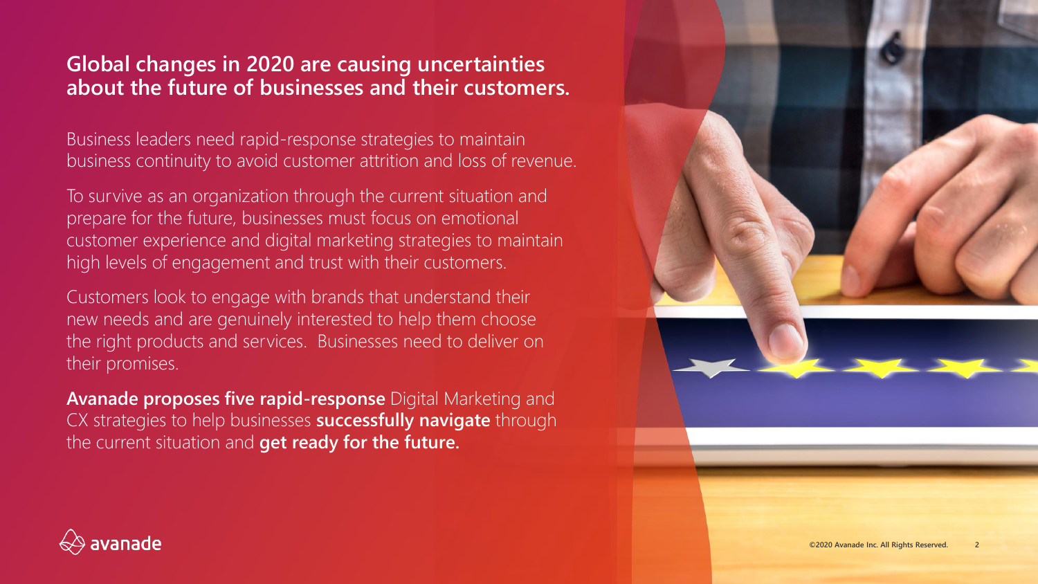## Global changes in 2020 are causing uncertainties about the future of businesses and their customers.

Business leaders need rapid-response strategies to maintain business continuity to avoid customer attrition and loss of revenue.

To survive as an organization through the current situation and prepare for the future, businesses must focus on emotional customer experience and digital marketing strategies to maintain high levels of engagement and trust with their customers.

Customers look to engage with brands that understand their new needs and are genuinely interested to help them choose the right products and services. Businesses need to deliver on their promises.

**Avanade proposes five rapid-response** Digital Marketing and CX strategies to help businesses **successfully navigate** through the current situation and **get ready for the future.**

avanade

©2020 Avanade Inc. All Rights Reserved.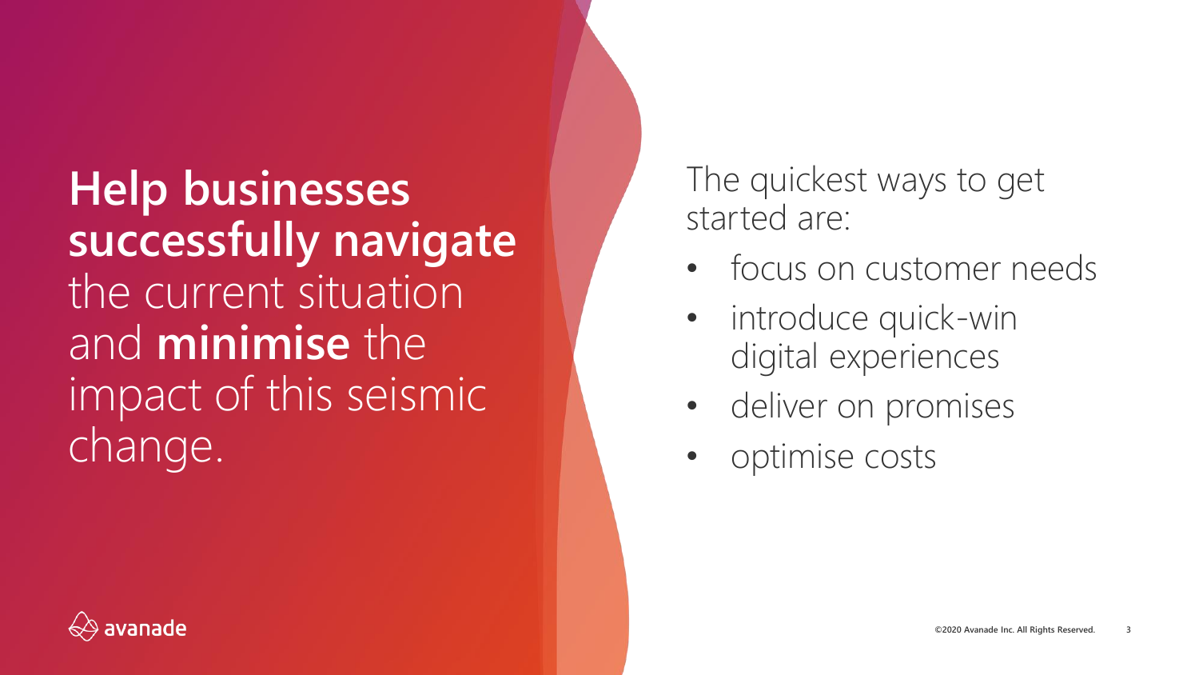**Help businesses successfully navigate** the current situation and **minimise** the impact of this seismic change.

The quickest ways to get started are:

- focus on customer needs
- introduce quick-win digital experiences
- deliver on promises
- optimise costs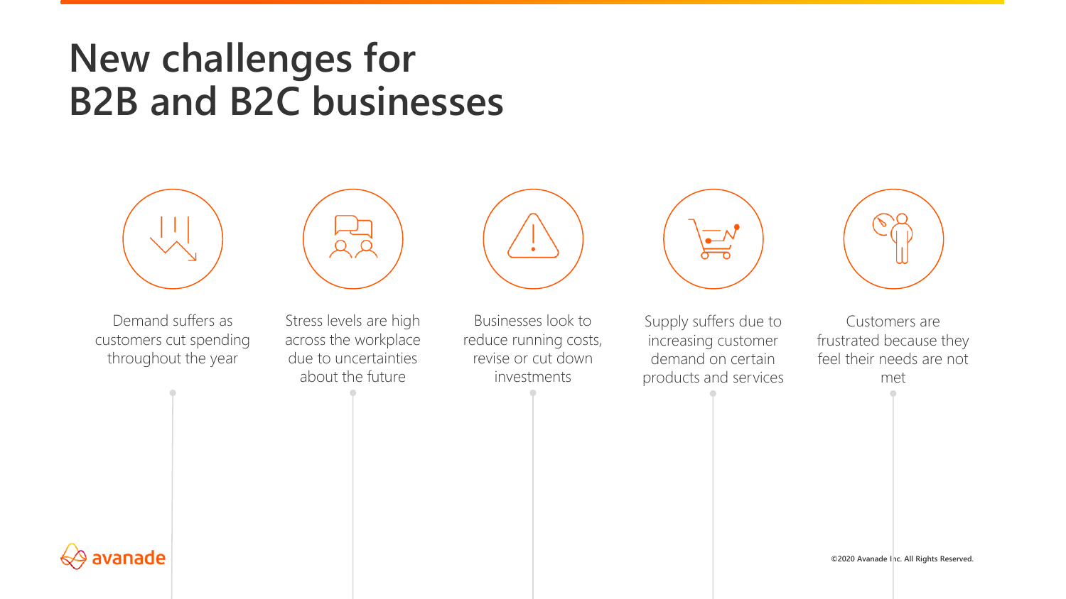# New challenges for B2B and B2C businesses

- Demand suffers as customers cut spending throughout the year
- Stress levels are high across the workplace due to uncertainties about the future
- Businesses look to reduce running costs, revise or cut down investments
- Supply suffers due to increasing customer demand on certain products and services
- Customers are frustrated because they feel their needs are not met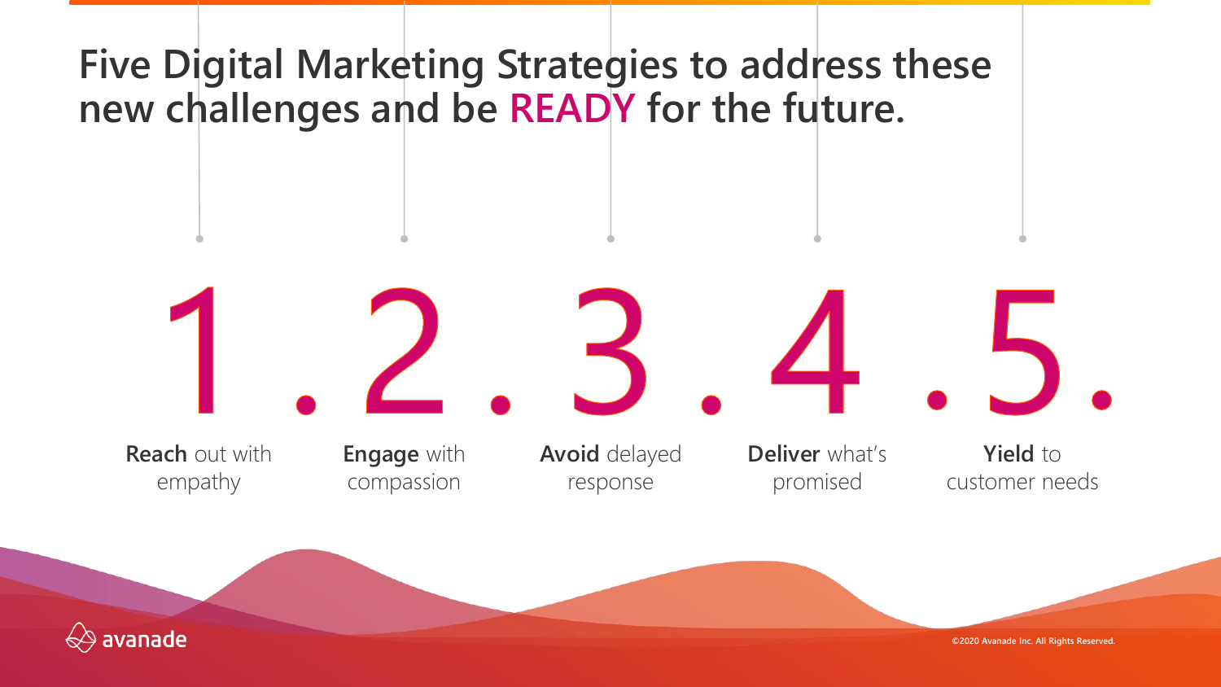# Five Digital Marketing Strategies to address these new challenges and be READY for the future.

1. **Reach** out with empathy
2. **Engage** with compassion
3. **Avoid** delayed response
4. **Deliver** what's promised
5. **Yield** to customer needs

©2020 Avanade Inc. All Rights Reserved.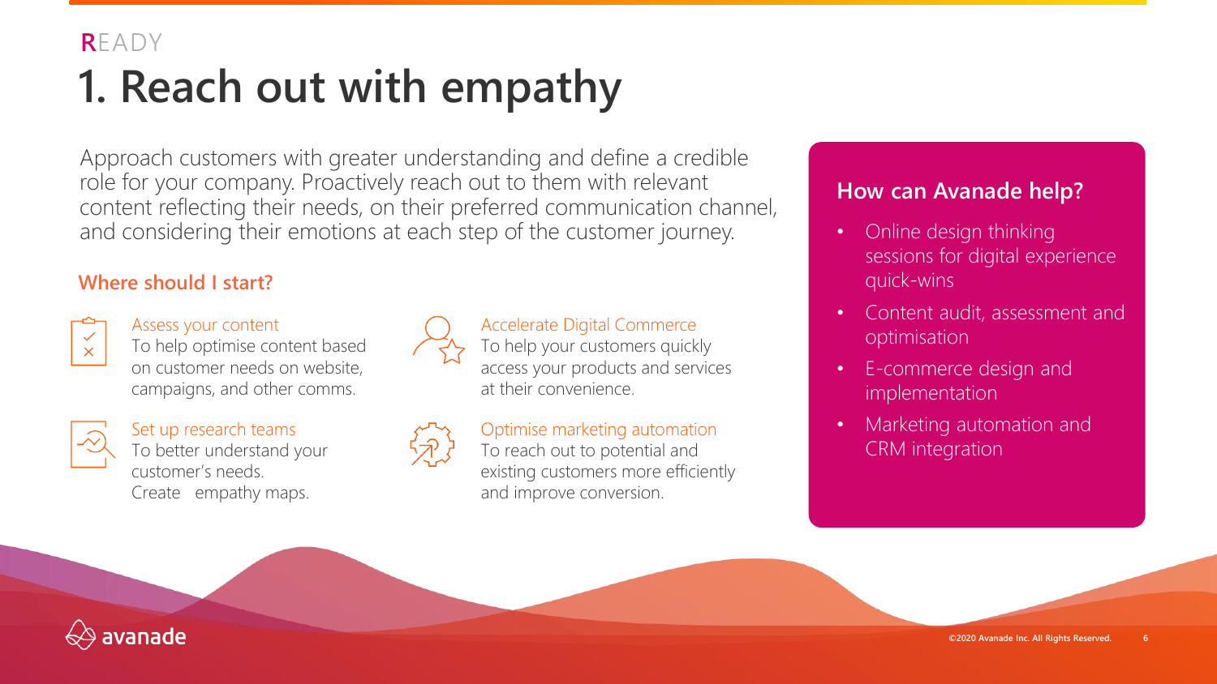READY

# 1. Reach out with empathy

Approach customers with greater understanding and define a credible role for your company. Proactively reach out to them with relevant content reflecting their needs, on their preferred communication channel, and considering their emotions at each step of the customer journey.

## Where should I start?

**Assess your content**
To help optimise content based on customer needs on website, campaigns, and other comms.

**Set up research teams**
To better understand your customer's needs.
Create empathy maps.

**Accelerate Digital Commerce**
To help your customers quickly access your products and services at their convenience.

**Optimise marketing automation**
To reach out to potential and existing customers more efficiently and improve conversion.

## How can Avanade help?

- Online design thinking sessions for digital experience quick-wins
- Content audit, assessment and optimisation
- E-commerce design and implementation
- Marketing automation and CRM integration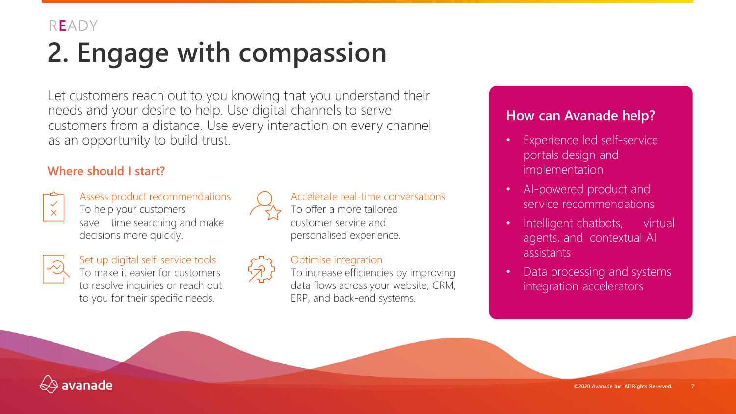READY

# 2. Engage with compassion

Let customers reach out to you knowing that you understand their needs and your desire to help. Use digital channels to serve customers from a distance. Use every interaction on every channel as an opportunity to build trust.

## Where should I start?

**Assess product recommendations**
To help your customers save time searching and make decisions more quickly.

**Accelerate real-time conversations**
To offer a more tailored customer service and personalised experience.

**Set up digital self-service tools**
To make it easier for customers to resolve inquiries or reach out to you for their specific needs.

**Optimise integration**
To increase efficiencies by improving data flows across your website, CRM, ERP, and back-end systems.

## How can Avanade help?

- Experience led self-service portals design and implementation
- AI-powered product and service recommendations
- Intelligent chatbots, virtual agents, and contextual AI assistants
- Data processing and systems integration accelerators

avanade

©2020 Avanade Inc. All Rights Reserved.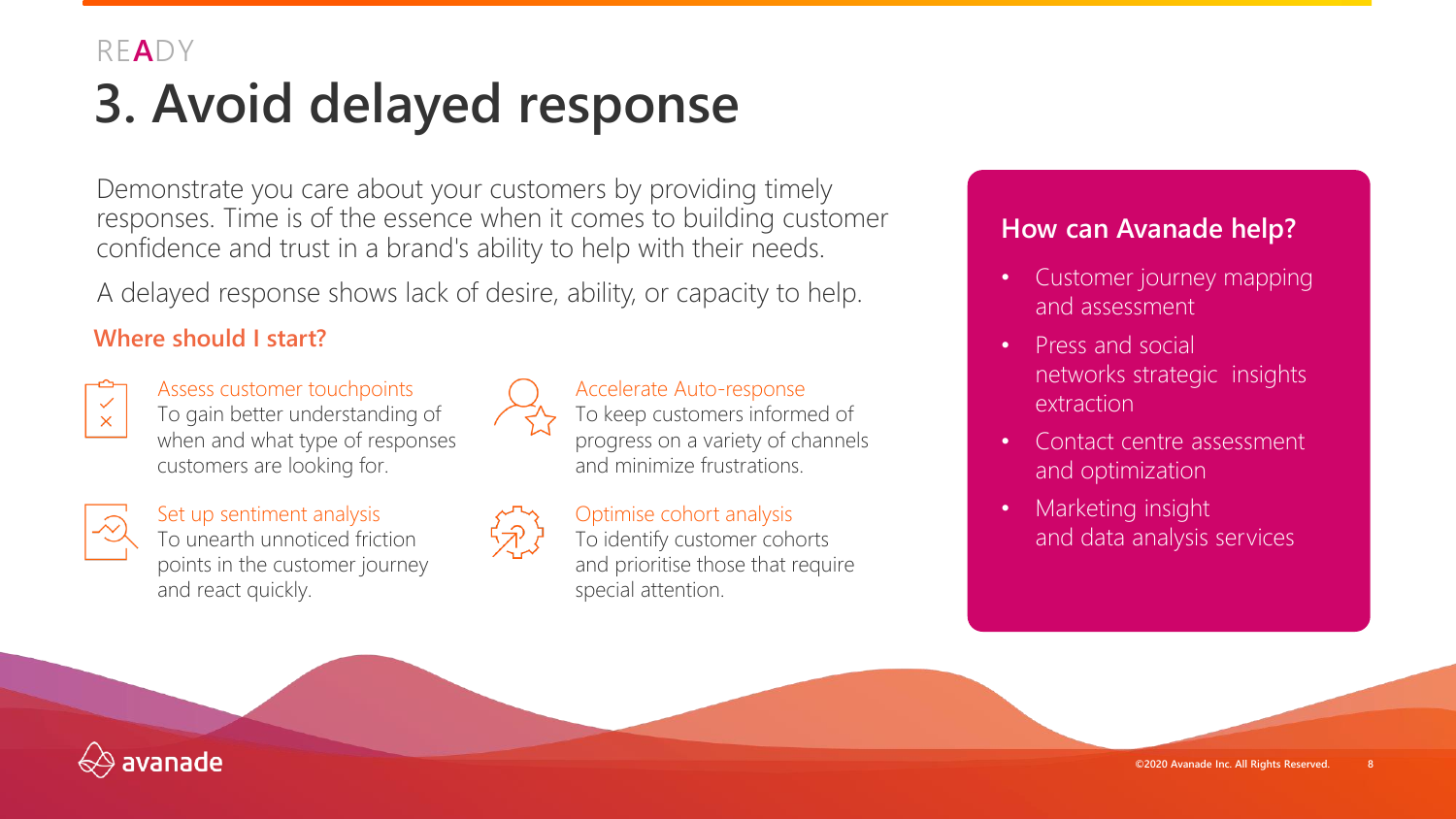READY

# 3. Avoid delayed response

Demonstrate you care about your customers by providing timely responses. Time is of the essence when it comes to building customer confidence and trust in a brand's ability to help with their needs.

A delayed response shows lack of desire, ability, or capacity to help.

## Where should I start?

**Assess customer touchpoints**
To gain better understanding of when and what type of responses customers are looking for.

**Accelerate Auto-response**
To keep customers informed of progress on a variety of channels and minimize frustrations.

**Set up sentiment analysis**
To unearth unnoticed friction points in the customer journey and react quickly.

**Optimise cohort analysis**
To identify customer cohorts and prioritise those that require special attention.

## How can Avanade help?

- Customer journey mapping and assessment
- Press and social networks strategic insights extraction
- Contact centre assessment and optimization
- Marketing insight and data analysis services

©2020 Avanade Inc. All Rights Reserved.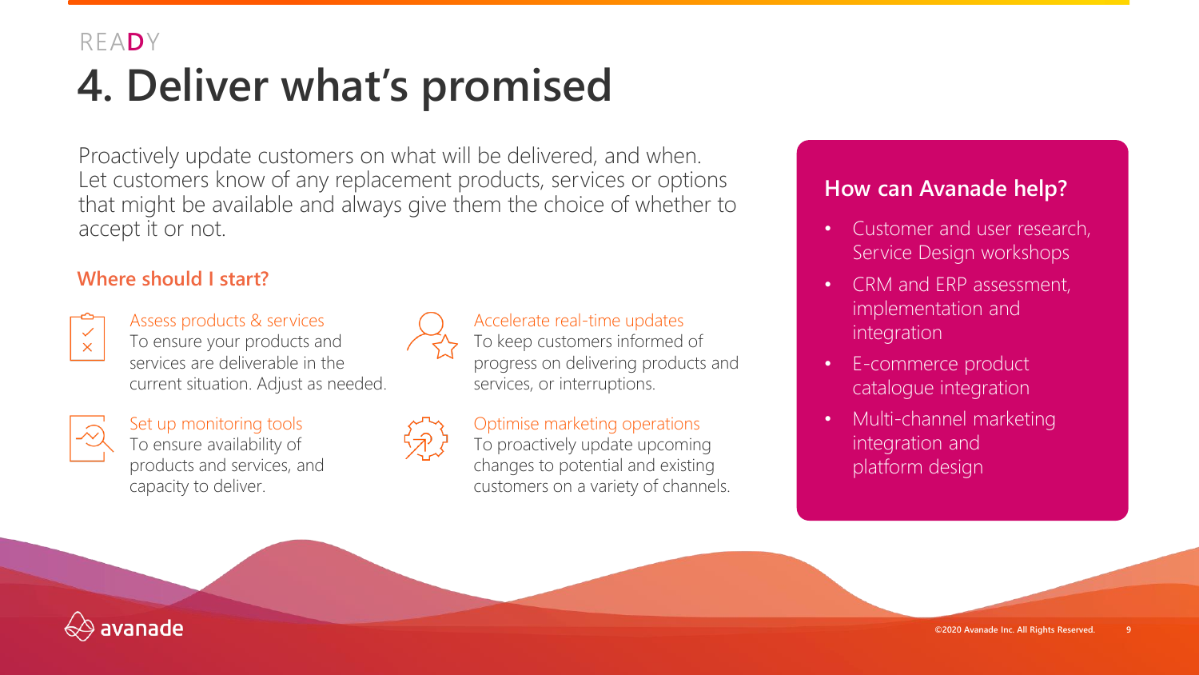READY

# 4. Deliver what's promised

Proactively update customers on what will be delivered, and when. Let customers know of any replacement products, services or options that might be available and always give them the choice of whether to accept it or not.

## Where should I start?

**Assess products & services**
To ensure your products and services are deliverable in the current situation. Adjust as needed.

**Set up monitoring tools**
To ensure availability of products and services, and capacity to deliver.

**Accelerate real-time updates**
To keep customers informed of progress on delivering products and services, or interruptions.

**Optimise marketing operations**
To proactively update upcoming changes to potential and existing customers on a variety of channels.

## How can Avanade help?

- Customer and user research, Service Design workshops
- CRM and ERP assessment, implementation and integration
- E-commerce product catalogue integration
- Multi-channel marketing integration and platform design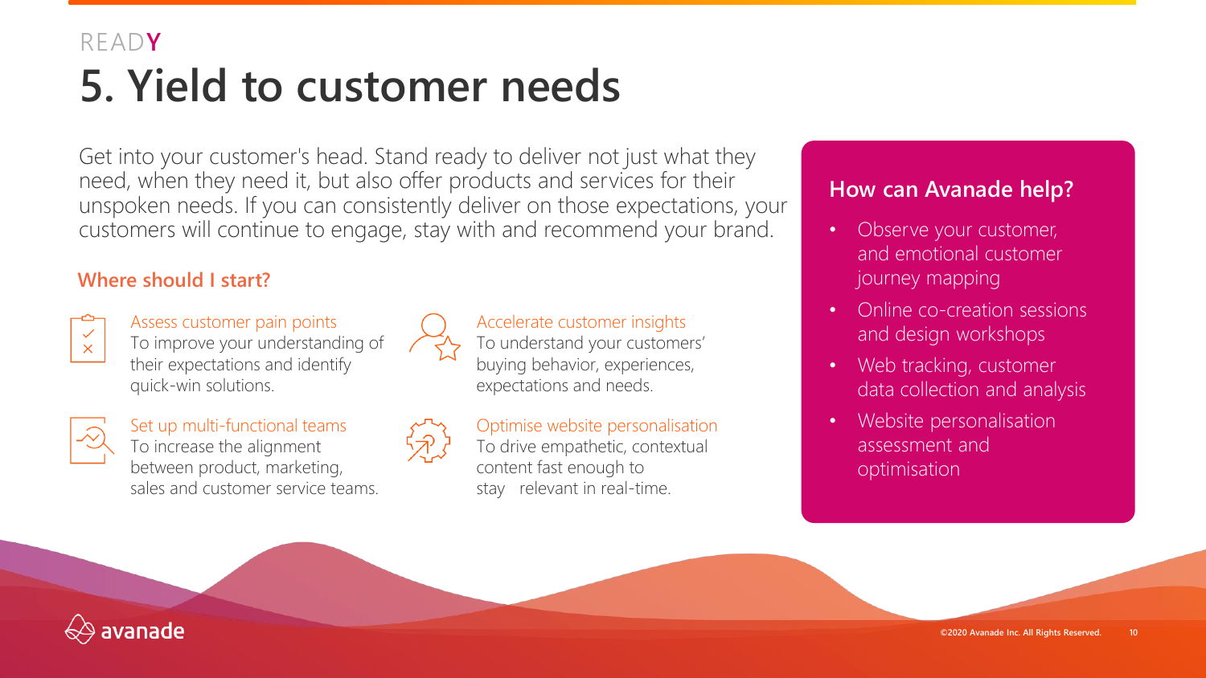READY

# 5. Yield to customer needs

Get into your customer's head. Stand ready to deliver not just what they need, when they need it, but also offer products and services for their unspoken needs. If you can consistently deliver on those expectations, your customers will continue to engage, stay with and recommend your brand.

## Where should I start?

**Assess customer pain points**
To improve your understanding of their expectations and identify quick-win solutions.

**Accelerate customer insights**
To understand your customers' buying behavior, experiences, expectations and needs.

**Set up multi-functional teams**
To increase the alignment between product, marketing, sales and customer service teams.

**Optimise website personalisation**
To drive empathetic, contextual content fast enough to stay relevant in real-time.

## How can Avanade help?

- Observe your customer, and emotional customer journey mapping
- Online co-creation sessions and design workshops
- Web tracking, customer data collection and analysis
- Website personalisation assessment and optimisation

©2020 Avanade Inc. All Rights Reserved.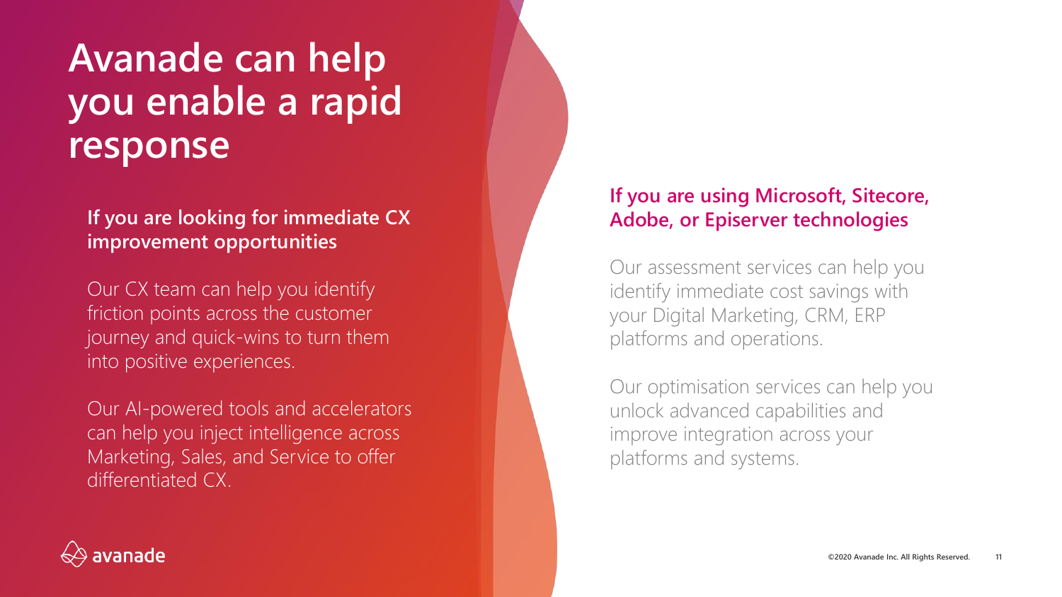# Avanade can help you enable a rapid response

## If you are looking for immediate CX improvement opportunities

Our CX team can help you identify friction points across the customer journey and quick-wins to turn them into positive experiences.

Our AI-powered tools and accelerators can help you inject intelligence across Marketing, Sales, and Service to offer differentiated CX.

## If you are using Microsoft, Sitecore, Adobe, or Episerver technologies

Our assessment services can help you identify immediate cost savings with your Digital Marketing, CRM, ERP platforms and operations.

Our optimisation services can help you unlock advanced capabilities and improve integration across your platforms and systems.

avanade

©2020 Avanade Inc. All Rights Reserved.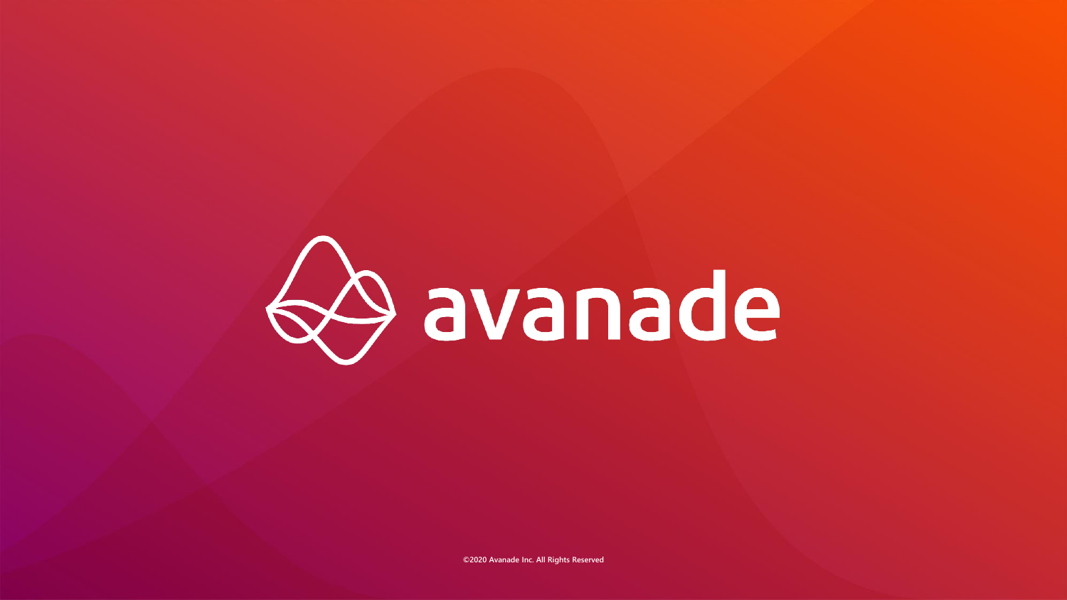avanade

©2020 Avanade Inc. All Rights Reserved